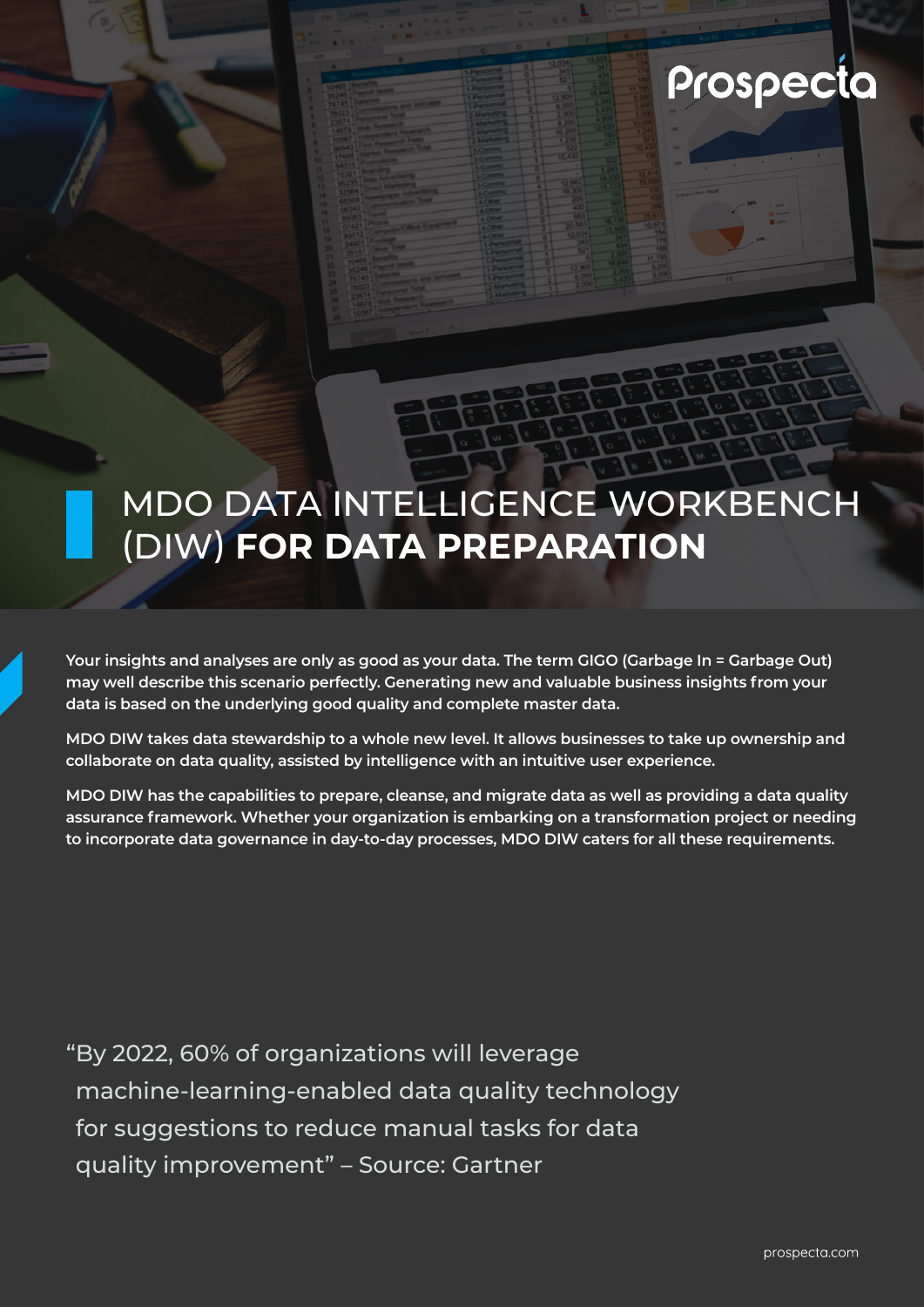# MDO DATA INTELLIGENCE WORKBENCH (DIW) **FOR DATA PREPARATION**

**Your insights and analyses are only as good as your data. The term GIGO (Garbage In = Garbage Out) may well describe this scenario perfectly. Generating new and valuable business insights from your data is based on the underlying good quality and complete master data.**

**MDO DIW takes data stewardship to a whole new level. It allows businesses to take up ownership and collaborate on data quality, assisted by intelligence with an intuitive user experience.**

**MDO DIW has the capabilities to prepare, cleanse, and migrate data as well as providing a data quality assurance framework. Whether your organization is embarking on a transformation project or needing to incorporate data governance in day-to-day processes, MDO DIW caters for all these requirements.**

> "By 2022, 60% of organizations will leverage machine-learning-enabled data quality technology for suggestions to reduce manual tasks for data quality improvement" – Source: Gartner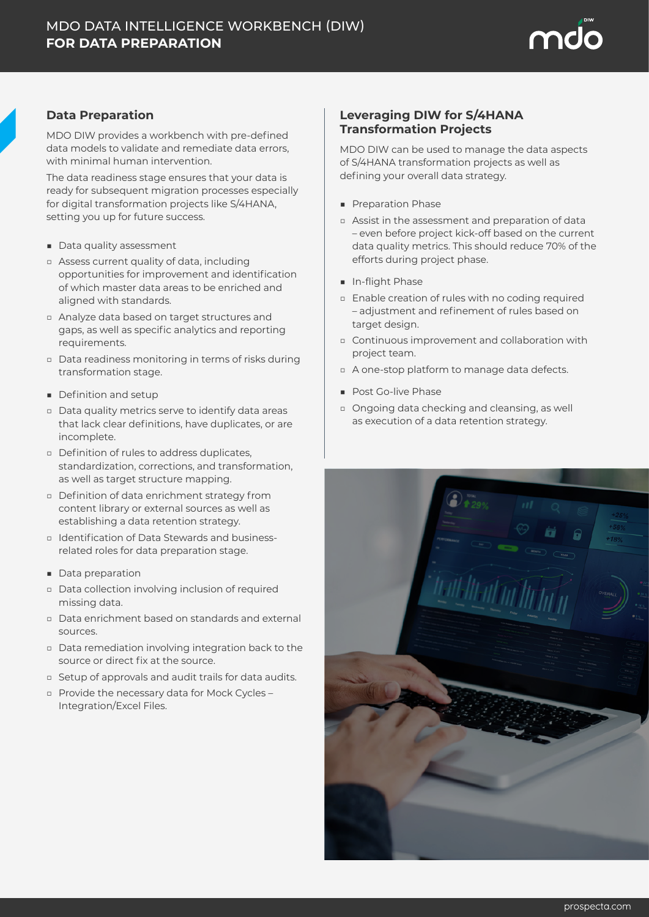# MDO DATA INTELLIGENCE WORKBENCH (DIW) **FOR DATA PREPARATION**

## Data Preparation

MDO DIW provides a workbench with pre-defined data models to validate and remediate data errors, with minimal human intervention.

The data readiness stage ensures that your data is ready for subsequent migration processes especially for digital transformation projects like S/4HANA, setting you up for future success.

- Data quality assessment
  - Assess current quality of data, including opportunities for improvement and identification of which master data areas to be enriched and aligned with standards.
  - Analyze data based on target structures and gaps, as well as specific analytics and reporting requirements.
  - Data readiness monitoring in terms of risks during transformation stage.
- Definition and setup
  - Data quality metrics serve to identify data areas that lack clear definitions, have duplicates, or are incomplete.
  - Definition of rules to address duplicates, standardization, corrections, and transformation, as well as target structure mapping.
  - Definition of data enrichment strategy from content library or external sources as well as establishing a data retention strategy.
  - Identification of Data Stewards and business-related roles for data preparation stage.
- Data preparation
  - Data collection involving inclusion of required missing data.
  - Data enrichment based on standards and external sources.
  - Data remediation involving integration back to the source or direct fix at the source.
  - Setup of approvals and audit trails for data audits.
  - Provide the necessary data for Mock Cycles – Integration/Excel Files.

## Leveraging DIW for S/4HANA Transformation Projects

MDO DIW can be used to manage the data aspects of S/4HANA transformation projects as well as defining your overall data strategy.

- Preparation Phase
  - Assist in the assessment and preparation of data – even before project kick-off based on the current data quality metrics. This should reduce 70% of the efforts during project phase.
- In-flight Phase
  - Enable creation of rules with no coding required – adjustment and refinement of rules based on target design.
  - Continuous improvement and collaboration with project team.
  - A one-stop platform to manage data defects.
- Post Go-live Phase
  - Ongoing data checking and cleansing, as well as execution of a data retention strategy.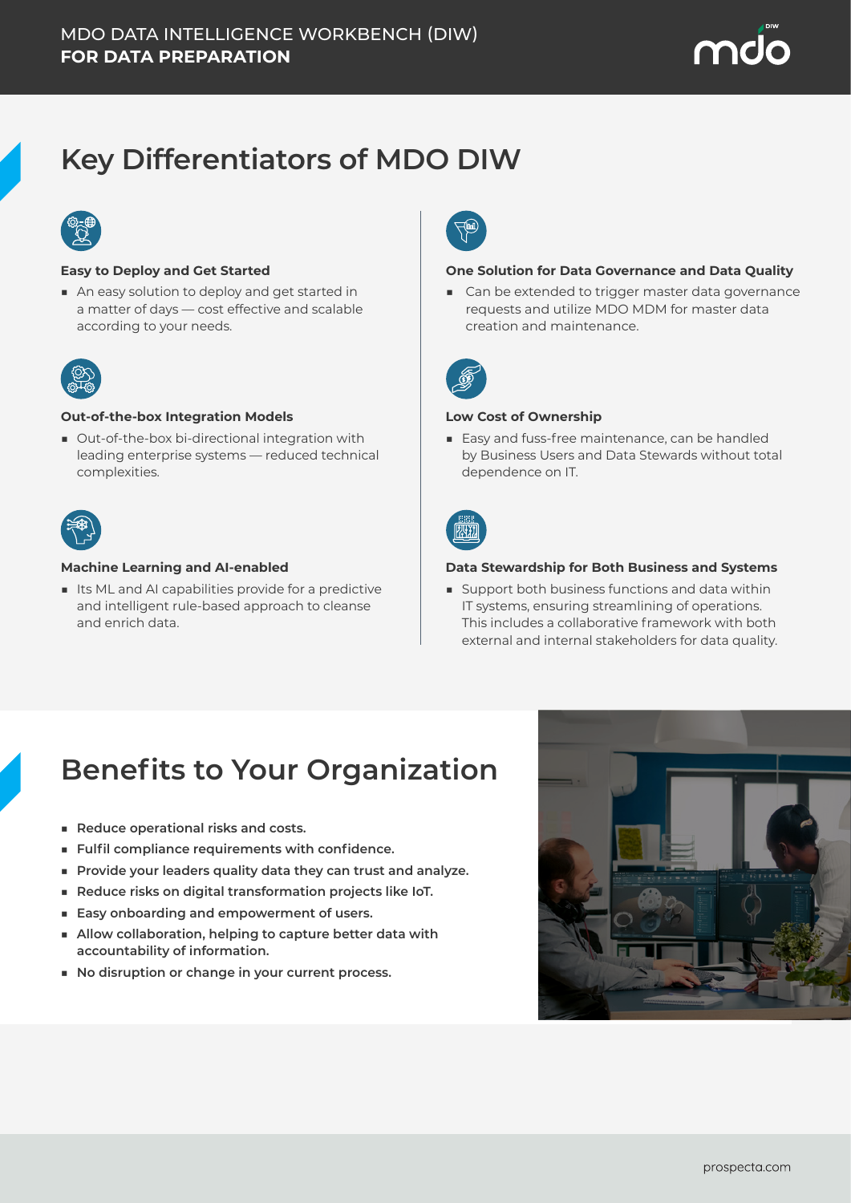# Key Differentiators of MDO DIW

### Easy to Deploy and Get Started

- An easy solution to deploy and get started in a matter of days — cost effective and scalable according to your needs.

### Out-of-the-box Integration Models

- Out-of-the-box bi-directional integration with leading enterprise systems — reduced technical complexities.

### Machine Learning and AI-enabled

- Its ML and AI capabilities provide for a predictive and intelligent rule-based approach to cleanse and enrich data.

### One Solution for Data Governance and Data Quality

- Can be extended to trigger master data governance requests and utilize MDO MDM for master data creation and maintenance.

### Low Cost of Ownership

- Easy and fuss-free maintenance, can be handled by Business Users and Data Stewards without total dependence on IT.

### Data Stewardship for Both Business and Systems

- Support both business functions and data within IT systems, ensuring streamlining of operations. This includes a collaborative framework with both external and internal stakeholders for data quality.

# Benefits to Your Organization

- **Reduce operational risks and costs.**
- **Fulfil compliance requirements with confidence.**
- **Provide your leaders quality data they can trust and analyze.**
- **Reduce risks on digital transformation projects like IoT.**
- **Easy onboarding and empowerment of users.**
- **Allow collaboration, helping to capture better data with accountability of information.**
- **No disruption or change in your current process.**